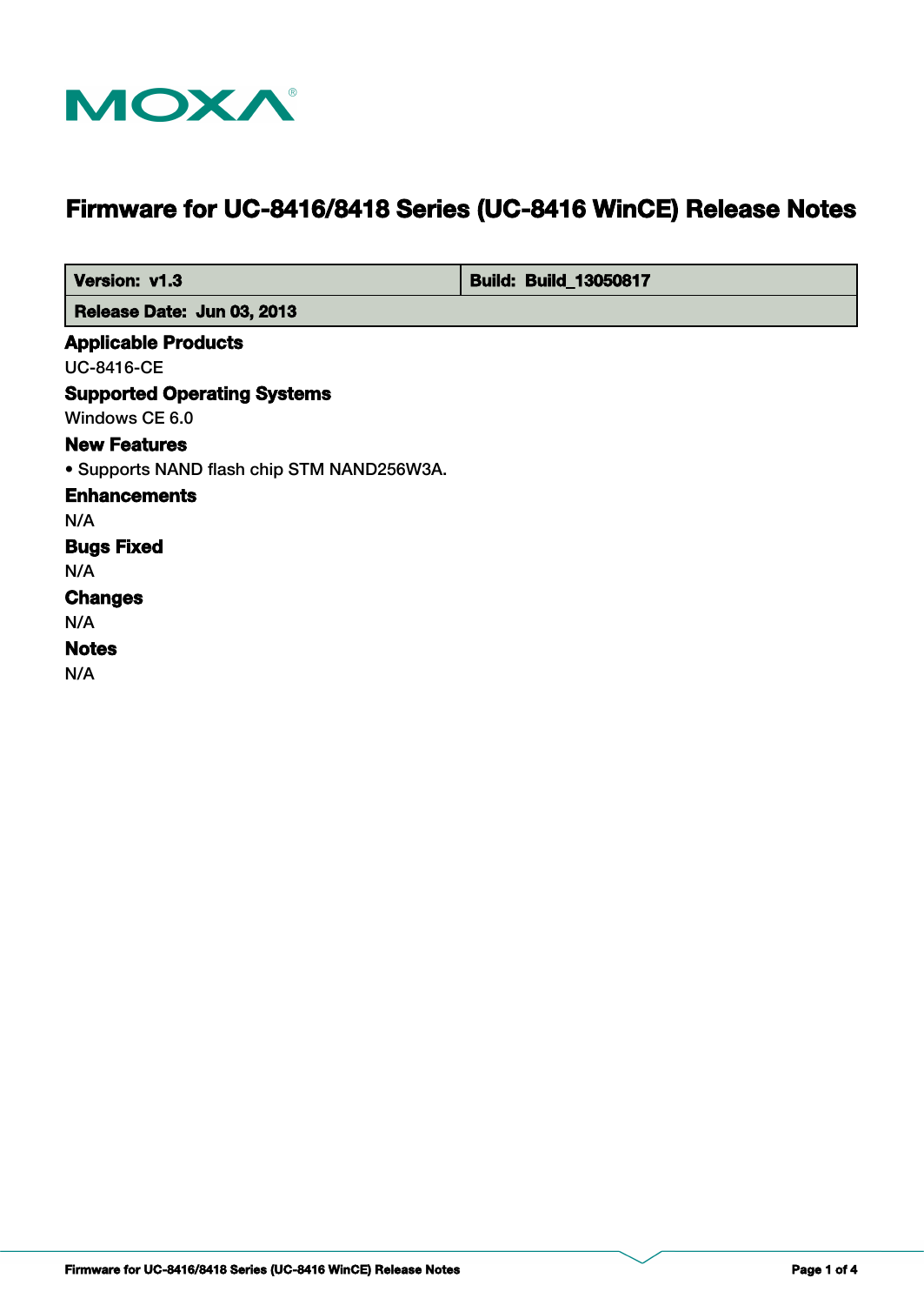MOXA

# Firmware for UC-8416/8418 Series (UC-8416 WinCE) Release Notes

| Version: v1.3 | Build: Build_13050817 |
| --- | --- |
| Release Date: Jun 03, 2013 | |

## Applicable Products

UC-8416-CE

## Supported Operating Systems

Windows CE 6.0

## New Features

• Supports NAND flash chip STM NAND256W3A.

## Enhancements

N/A

## Bugs Fixed

N/A

## Changes

N/A

## Notes

N/A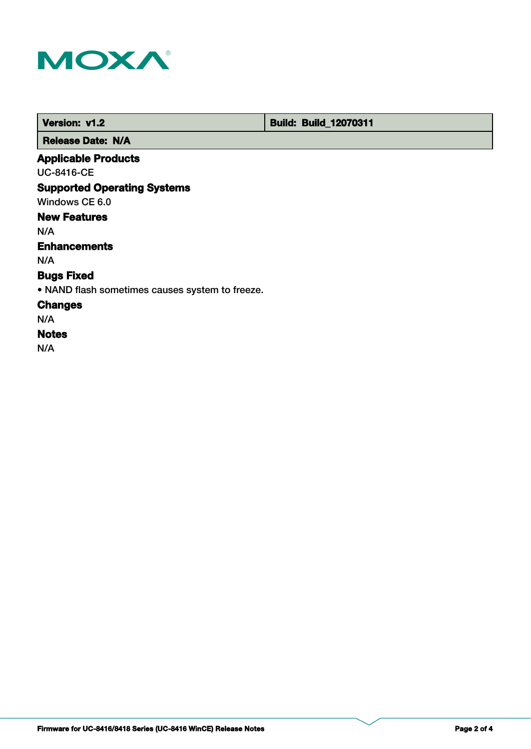| Version: v1.2 | Build: Build_12070311 |
| --- | --- |
| Release Date: N/A | |

### Applicable Products

UC-8416-CE

### Supported Operating Systems

Windows CE 6.0

### New Features

N/A

### Enhancements

N/A

### Bugs Fixed

- NAND flash sometimes causes system to freeze.

### Changes

N/A

### Notes

N/A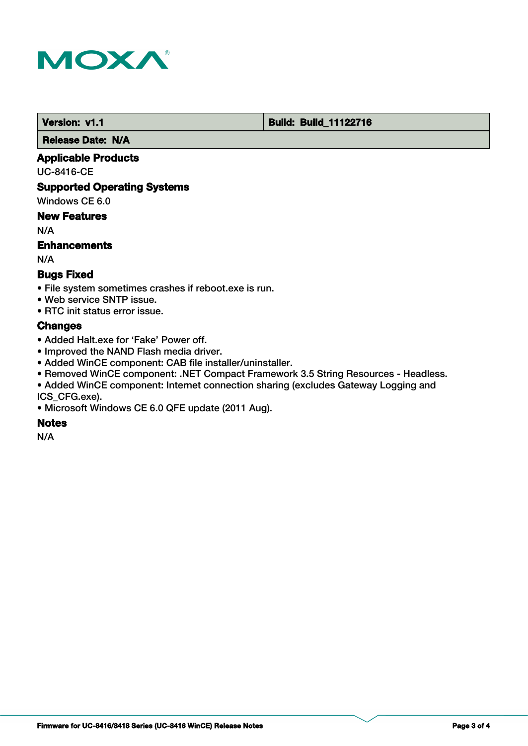| Version: v1.1 | Build: Build_11122716 |
| --- | --- |
| Release Date: N/A | |

## Applicable Products

UC-8416-CE

## Supported Operating Systems

Windows CE 6.0

## New Features

N/A

## Enhancements

N/A

## Bugs Fixed

- File system sometimes crashes if reboot.exe is run.
- Web service SNTP issue.
- RTC init status error issue.

## Changes

- Added Halt.exe for ‘Fake’ Power off.
- Improved the NAND Flash media driver.
- Added WinCE component: CAB file installer/uninstaller.
- Removed WinCE component: .NET Compact Framework 3.5 String Resources - Headless.
- Added WinCE component: Internet connection sharing (excludes Gateway Logging and ICS_CFG.exe).
- Microsoft Windows CE 6.0 QFE update (2011 Aug).

## Notes

N/A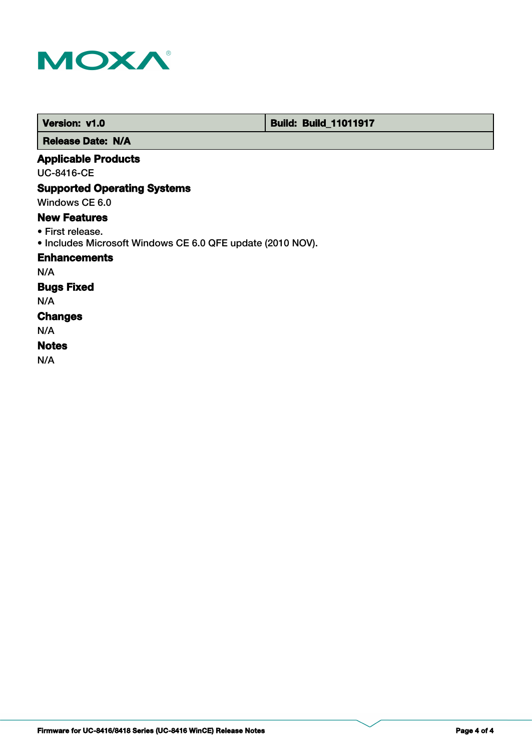| Version: v1.0 | Build: Build_11011917 |
| --- | --- |
| Release Date: N/A | |

## Applicable Products

UC-8416-CE

## Supported Operating Systems

Windows CE 6.0

## New Features

- First release.
- Includes Microsoft Windows CE 6.0 QFE update (2010 NOV).

## Enhancements

N/A

## Bugs Fixed

N/A

## Changes

N/A

## Notes

N/A